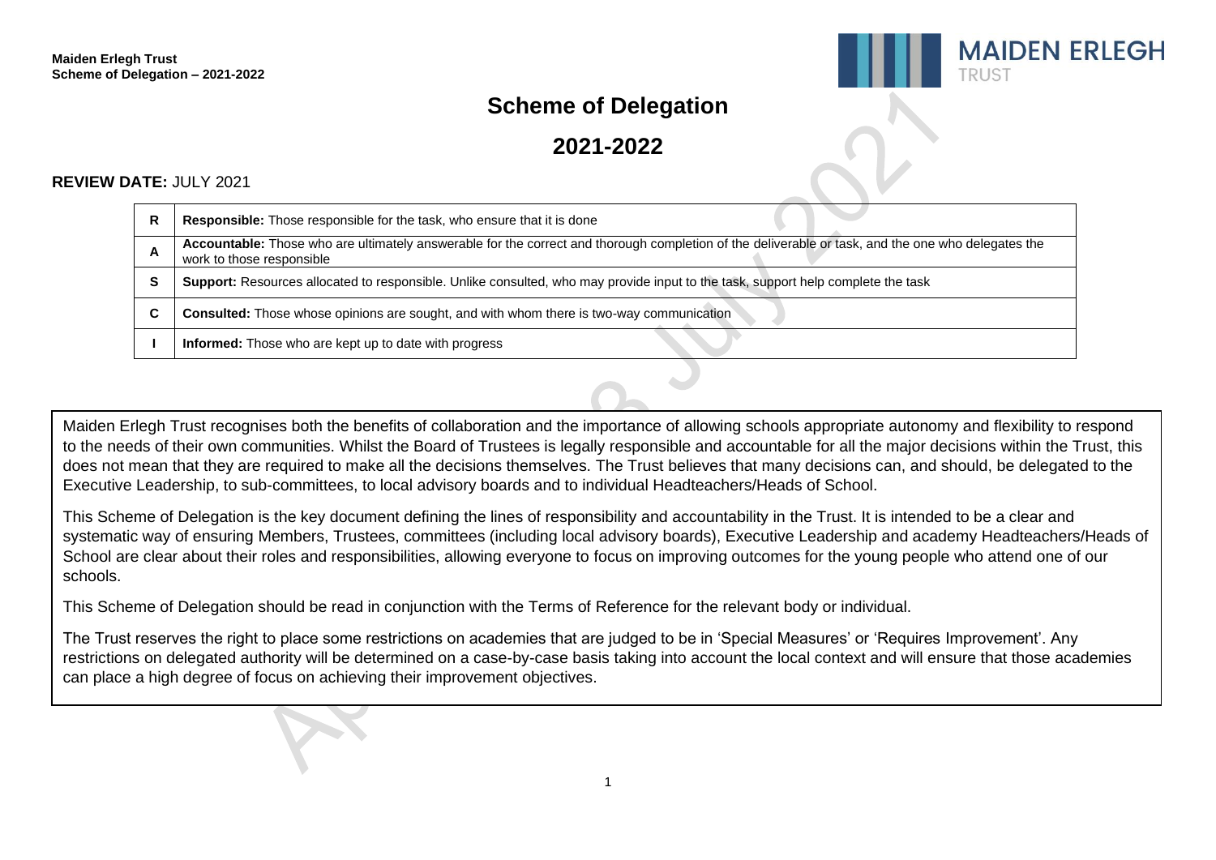# Scheme of Delegation

# 2021-2022

**REVIEW DATE:** JULY 2021

| | |
|---|---|
| **R** | **Responsible:** Those responsible for the task, who ensure that it is done |
| **A** | **Accountable:** Those who are ultimately answerable for the correct and thorough completion of the deliverable or task, and the one who delegates the work to those responsible |
| **S** | **Support:** Resources allocated to responsible. Unlike consulted, who may provide input to the task, support help complete the task |
| **C** | **Consulted:** Those whose opinions are sought, and with whom there is two-way communication |
| **I** | **Informed:** Those who are kept up to date with progress |

Maiden Erlegh Trust recognises both the benefits of collaboration and the importance of allowing schools appropriate autonomy and flexibility to respond to the needs of their own communities. Whilst the Board of Trustees is legally responsible and accountable for all the major decisions within the Trust, this does not mean that they are required to make all the decisions themselves. The Trust believes that many decisions can, and should, be delegated to the Executive Leadership, to sub-committees, to local advisory boards and to individual Headteachers/Heads of School.

This Scheme of Delegation is the key document defining the lines of responsibility and accountability in the Trust. It is intended to be a clear and systematic way of ensuring Members, Trustees, committees (including local advisory boards), Executive Leadership and academy Headteachers/Heads of School are clear about their roles and responsibilities, allowing everyone to focus on improving outcomes for the young people who attend one of our schools.

This Scheme of Delegation should be read in conjunction with the Terms of Reference for the relevant body or individual.

The Trust reserves the right to place some restrictions on academies that are judged to be in 'Special Measures' or 'Requires Improvement'. Any restrictions on delegated authority will be determined on a case-by-case basis taking into account the local context and will ensure that those academies can place a high degree of focus on achieving their improvement objectives.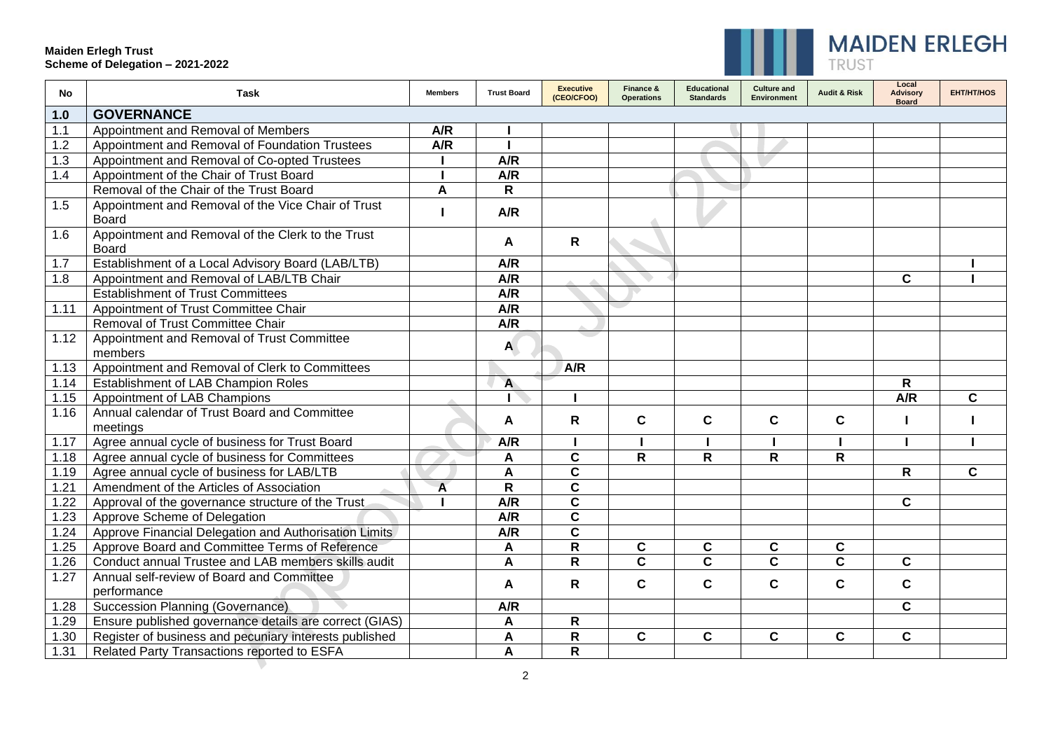**Maiden Erlegh Trust**
**Scheme of Delegation – 2021-2022**

| No | Task | Members | Trust Board | Executive (CEO/CFOO) | Finance & Operations | Educational Standards | Culture and Environment | Audit & Risk | Local Advisory Board | EHT/HT/HOS |
|---|---|---|---|---|---|---|---|---|---|---|
| **1.0** | **GOVERNANCE** | | | | | | | | | |
| 1.1 | Appointment and Removal of Members | **A/R** | **I** | | | | | | | |
| 1.2 | Appointment and Removal of Foundation Trustees | **A/R** | **I** | | | | | | | |
| 1.3 | Appointment and Removal of Co-opted Trustees | **I** | **A/R** | | | | | | | |
| 1.4 | Appointment of the Chair of Trust Board | **I** | **A/R** | | | | | | | |
| | Removal of the Chair of the Trust Board | **A** | **R** | | | | | | | |
| 1.5 | Appointment and Removal of the Vice Chair of Trust Board | **I** | **A/R** | | | | | | | |
| 1.6 | Appointment and Removal of the Clerk to the Trust Board | | **A** | **R** | | | | | | |
| 1.7 | Establishment of a Local Advisory Board (LAB/LTB) | | **A/R** | | | | | | | **I** |
| 1.8 | Appointment and Removal of LAB/LTB Chair | | **A/R** | | | | | | **C** | **I** |
| | Establishment of Trust Committees | | **A/R** | | | | | | | |
| 1.11 | Appointment of Trust Committee Chair | | **A/R** | | | | | | | |
| | Removal of Trust Committee Chair | | **A/R** | | | | | | | |
| 1.12 | Appointment and Removal of Trust Committee members | | **A** | | | | | | | |
| 1.13 | Appointment and Removal of Clerk to Committees | | | **A/R** | | | | | | |
| 1.14 | Establishment of LAB Champion Roles | | **A** | | | | | | **R** | |
| 1.15 | Appointment of LAB Champions | | **I** | **I** | | | | | **A/R** | **C** |
| 1.16 | Annual calendar of Trust Board and Committee meetings | | **A** | **R** | **C** | **C** | **C** | **C** | **I** | **I** |
| 1.17 | Agree annual cycle of business for Trust Board | | **A/R** | **I** | **I** | **I** | **I** | **I** | **I** | **I** |
| 1.18 | Agree annual cycle of business for Committees | | **A** | **C** | **R** | **R** | **R** | **R** | | |
| 1.19 | Agree annual cycle of business for LAB/LTB | | **A** | **C** | | | | | **R** | **C** |
| 1.21 | Amendment of the Articles of Association | **A** | **R** | **C** | | | | | | |
| 1.22 | Approval of the governance structure of the Trust | **I** | **A/R** | **C** | | | | | **C** | |
| 1.23 | Approve Scheme of Delegation | | **A/R** | **C** | | | | | | |
| 1.24 | Approve Financial Delegation and Authorisation Limits | | **A/R** | **C** | | | | | | |
| 1.25 | Approve Board and Committee Terms of Reference | | **A** | **R** | **C** | **C** | **C** | **C** | | |
| 1.26 | Conduct annual Trustee and LAB members skills audit | | **A** | **R** | **C** | **C** | **C** | **C** | **C** | |
| 1.27 | Annual self-review of Board and Committee performance | | **A** | **R** | **C** | **C** | **C** | **C** | **C** | |
| 1.28 | Succession Planning (Governance) | | **A/R** | | | | | | **C** | |
| 1.29 | Ensure published governance details are correct (GIAS) | | **A** | **R** | | | | | | |
| 1.30 | Register of business and pecuniary interests published | | **A** | **R** | **C** | **C** | **C** | **C** | **C** | |
| 1.31 | Related Party Transactions reported to ESFA | | **A** | **R** | | | | | | |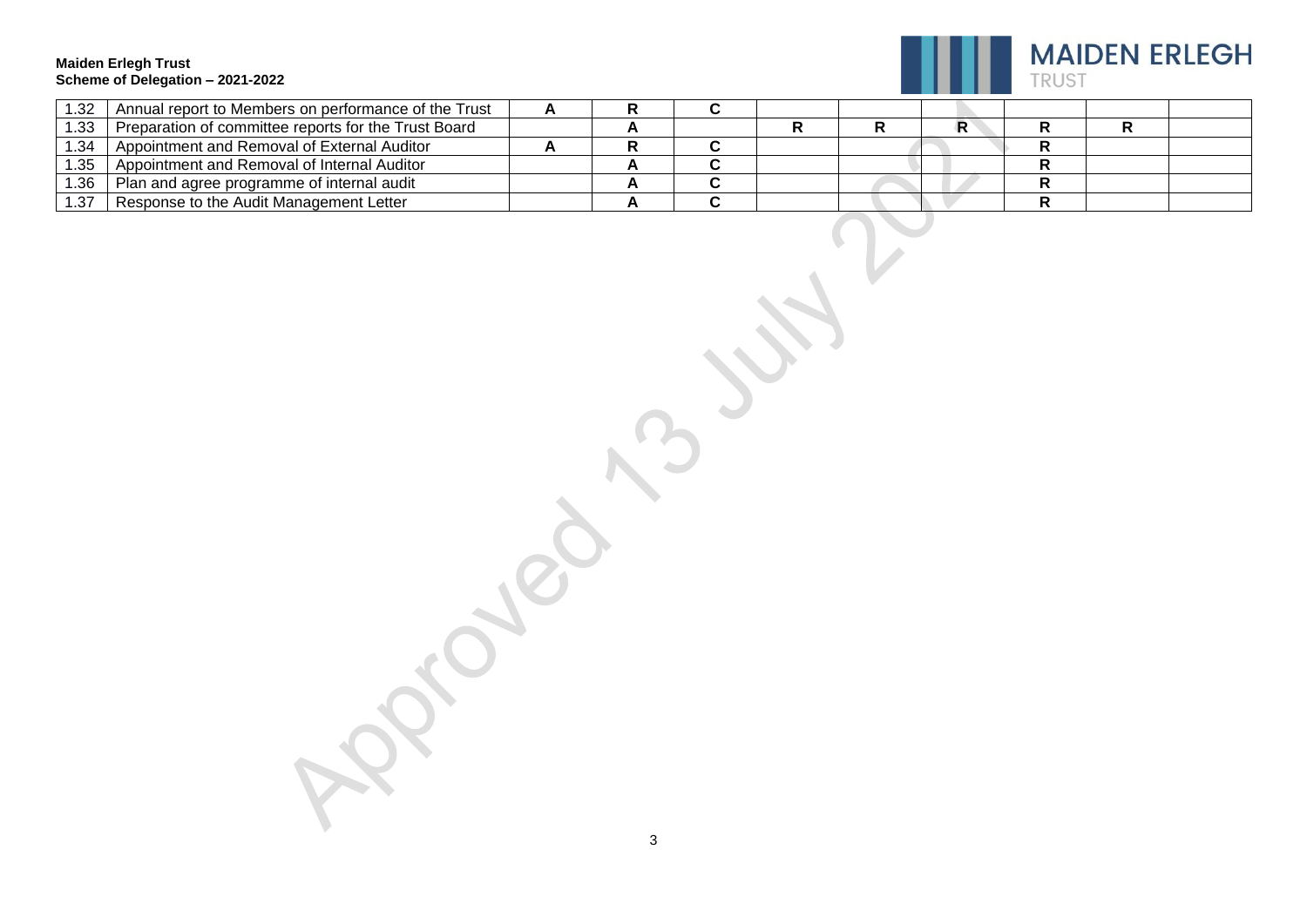| | | | | | | | | | | |
|---|---|---|---|---|---|---|---|---|---|---|
| 1.32 | Annual report to Members on performance of the Trust | **A** | **R** | **C** | | | | | | |
| 1.33 | Preparation of committee reports for the Trust Board | | **A** | | **R** | **R** | **R** | **R** | **R** | |
| 1.34 | Appointment and Removal of External Auditor | **A** | **R** | **C** | | | | **R** | | |
| 1.35 | Appointment and Removal of Internal Auditor | | **A** | **C** | | | | **R** | | |
| 1.36 | Plan and agree programme of internal audit | | **A** | **C** | | | | **R** | | |
| 1.37 | Response to the Audit Management Letter | | **A** | **C** | | | | **R** | | |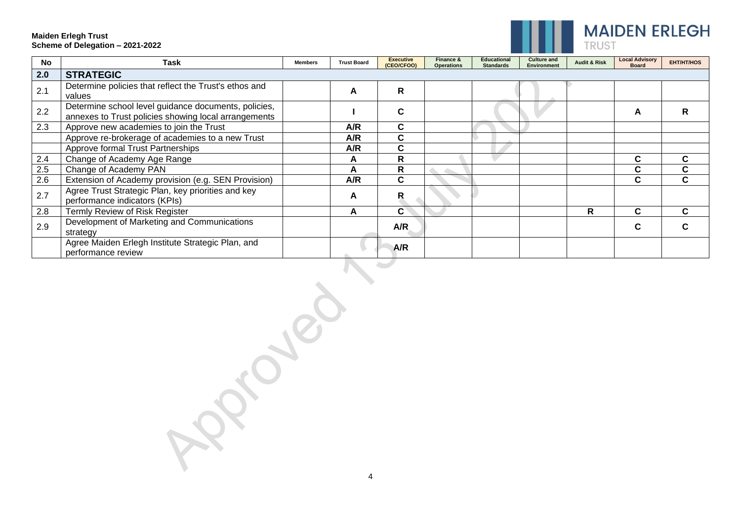**Maiden Erlegh Trust**
**Scheme of Delegation – 2021-2022**

| No | Task | Members | Trust Board | Executive (CEO/CFOO) | Finance & Operations | Educational Standards | Culture and Environment | Audit & Risk | Local Advisory Board | EHT/HT/HOS |
|---|---|---|---|---|---|---|---|---|---|---|
| **2.0** | **STRATEGIC** | | | | | | | | | |
| 2.1 | Determine policies that reflect the Trust's ethos and values | | **A** | **R** | | | | | | |
| 2.2 | Determine school level guidance documents, policies, annexes to Trust policies showing local arrangements | | **I** | **C** | | | | | **A** | **R** |
| 2.3 | Approve new academies to join the Trust | | **A/R** | **C** | | | | | | |
| | Approve re-brokerage of academies to a new Trust | | **A/R** | **C** | | | | | | |
| | Approve formal Trust Partnerships | | **A/R** | **C** | | | | | | |
| 2.4 | Change of Academy Age Range | | **A** | **R** | | | | | **C** | **C** |
| 2.5 | Change of Academy PAN | | **A** | **R** | | | | | **C** | **C** |
| 2.6 | Extension of Academy provision (e.g. SEN Provision) | | **A/R** | **C** | | | | | **C** | **C** |
| 2.7 | Agree Trust Strategic Plan, key priorities and key performance indicators (KPIs) | | **A** | **R** | | | | | | |
| 2.8 | Termly Review of Risk Register | | **A** | **C** | | | | **R** | **C** | **C** |
| 2.9 | Development of Marketing and Communications strategy | | | **A/R** | | | | | **C** | **C** |
| | Agree Maiden Erlegh Institute Strategic Plan, and performance review | | | **A/R** | | | | | | |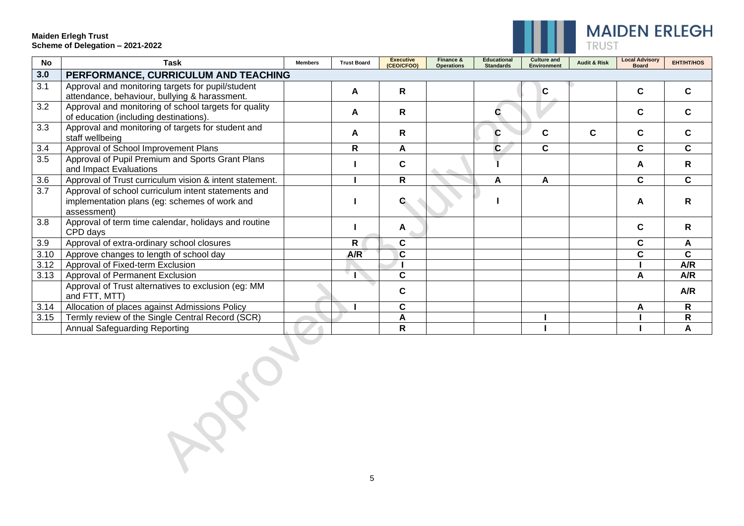**Maiden Erlegh Trust**
**Scheme of Delegation – 2021-2022**

| No | Task | Members | Trust Board | Executive (CEO/CFOO) | Finance & Operations | Educational Standards | Culture and Environment | Audit & Risk | Local Advisory Board | EHT/HT/HOS |
|---|---|---|---|---|---|---|---|---|---|---|
| **3.0** | **PERFORMANCE, CURRICULUM AND TEACHING** | | | | | | | | | |
| 3.1 | Approval and monitoring targets for pupil/student attendance, behaviour, bullying & harassment. | | A | R | | | C | | C | C |
| 3.2 | Approval and monitoring of school targets for quality of education (including destinations). | | A | R | | C | | | C | C |
| 3.3 | Approval and monitoring of targets for student and staff wellbeing | | A | R | | C | C | C | C | C |
| 3.4 | Approval of School Improvement Plans | | R | A | | C | C | | C | C |
| 3.5 | Approval of Pupil Premium and Sports Grant Plans and Impact Evaluations | | I | C | | I | | | A | R |
| 3.6 | Approval of Trust curriculum vision & intent statement. | | I | R | | A | A | | C | C |
| 3.7 | Approval of school curriculum intent statements and implementation plans (eg: schemes of work and assessment) | | I | C | | I | | | A | R |
| 3.8 | Approval of term time calendar, holidays and routine CPD days | | I | A | | | | | C | R |
| 3.9 | Approval of extra-ordinary school closures | | R | C | | | | | C | A |
| 3.10 | Approve changes to length of school day | | A/R | C | | | | | C | C |
| 3.12 | Approval of Fixed-term Exclusion | | | I | | | | | I | A/R |
| 3.13 | Approval of Permanent Exclusion | | I | C | | | | | A | A/R |
| | Approval of Trust alternatives to exclusion (eg: MM and FTT, MTT) | | | C | | | | | | A/R |
| 3.14 | Allocation of places against Admissions Policy | | I | C | | | | | A | R |
| 3.15 | Termly review of the Single Central Record (SCR) | | | A | | | I | | I | R |
| | Annual Safeguarding Reporting | | | R | | | I | | I | A |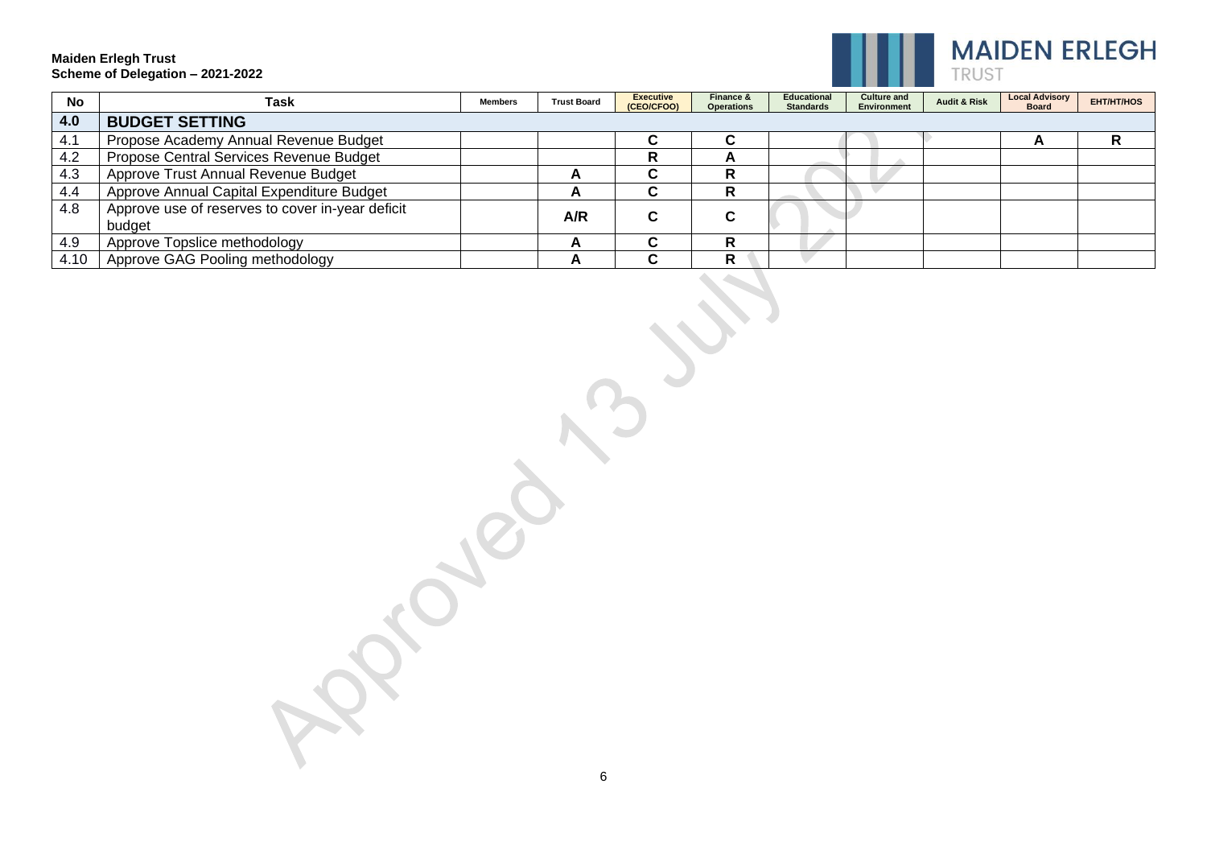**Maiden Erlegh Trust**
**Scheme of Delegation – 2021-2022**

| No | Task | Members | Trust Board | Executive (CEO/CFOO) | Finance & Operations | Educational Standards | Culture and Environment | Audit & Risk | Local Advisory Board | EHT/HT/HOS |
|---|---|---|---|---|---|---|---|---|---|---|
| **4.0** | **BUDGET SETTING** | | | | | | | | | |
| 4.1 | Propose Academy Annual Revenue Budget | | | C | C | | | | A | R |
| 4.2 | Propose Central Services Revenue Budget | | | R | A | | | | | |
| 4.3 | Approve Trust Annual Revenue Budget | | A | C | R | | | | | |
| 4.4 | Approve Annual Capital Expenditure Budget | | A | C | R | | | | | |
| 4.8 | Approve use of reserves to cover in-year deficit budget | | A/R | C | C | | | | | |
| 4.9 | Approve Topslice methodology | | A | C | R | | | | | |
| 4.10 | Approve GAG Pooling methodology | | A | C | R | | | | | |

Approved 13 July 2021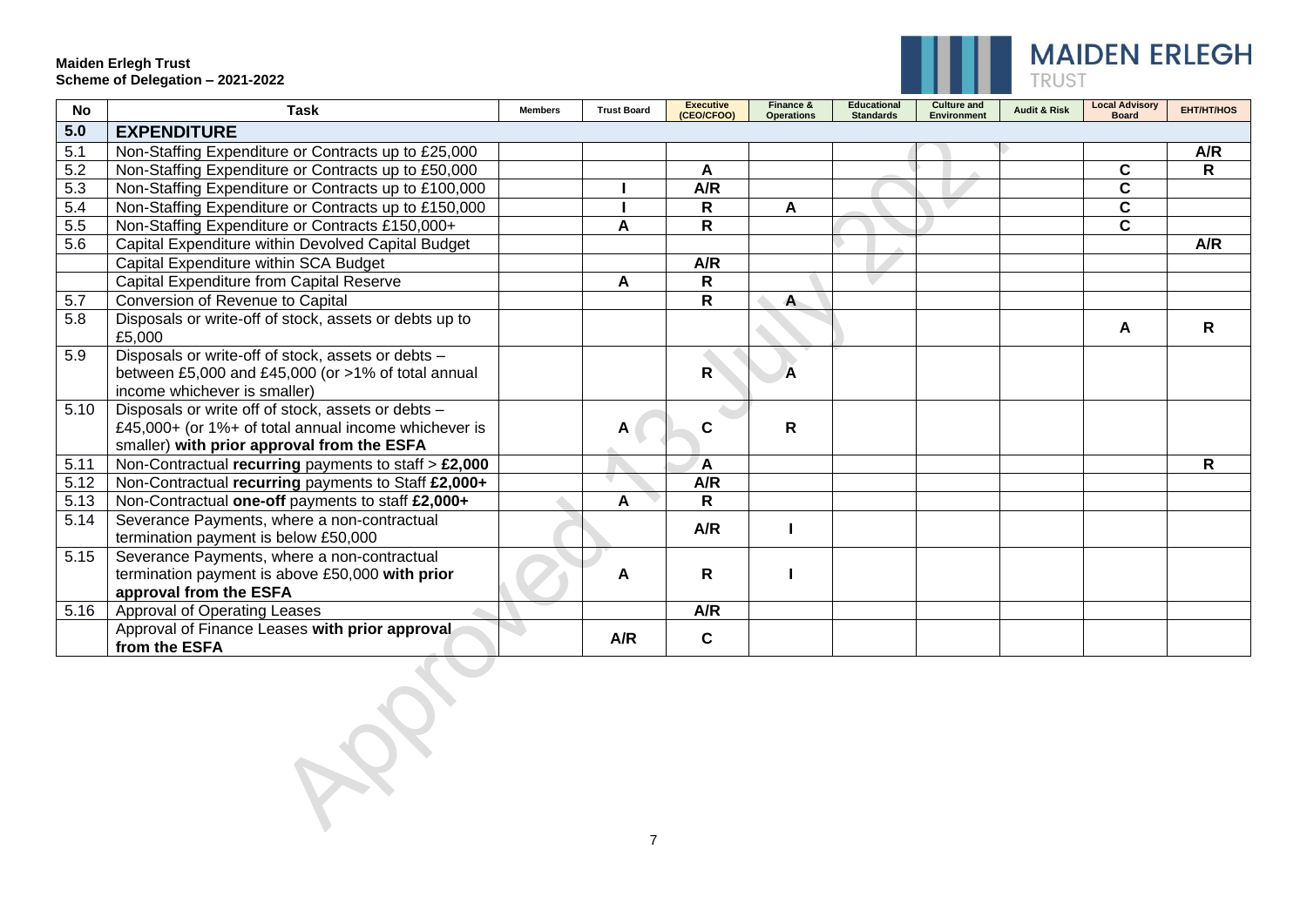**Maiden Erlegh Trust**
**Scheme of Delegation – 2021-2022**

| No | Task | Members | Trust Board | Executive (CEO/CFOO) | Finance & Operations | Educational Standards | Culture and Environment | Audit & Risk | Local Advisory Board | EHT/HT/HOS |
|---|---|---|---|---|---|---|---|---|---|---|
| **5.0** | **EXPENDITURE** | | | | | | | | | |
| 5.1 | Non-Staffing Expenditure or Contracts up to £25,000 | | | | | | | | | **A/R** |
| 5.2 | Non-Staffing Expenditure or Contracts up to £50,000 | | | **A** | | | | | **C** | **R** |
| 5.3 | Non-Staffing Expenditure or Contracts up to £100,000 | | **I** | **A/R** | | | | | **C** | |
| 5.4 | Non-Staffing Expenditure or Contracts up to £150,000 | | **I** | **R** | **A** | | | | **C** | |
| 5.5 | Non-Staffing Expenditure or Contracts £150,000+ | | **A** | **R** | | | | | **C** | |
| 5.6 | Capital Expenditure within Devolved Capital Budget | | | | | | | | | **A/R** |
| | Capital Expenditure within SCA Budget | | | **A/R** | | | | | | |
| | Capital Expenditure from Capital Reserve | | **A** | **R** | | | | | | |
| 5.7 | Conversion of Revenue to Capital | | | **R** | **A** | | | | | |
| 5.8 | Disposals or write-off of stock, assets or debts up to £5,000 | | | | | | | | **A** | **R** |
| 5.9 | Disposals or write-off of stock, assets or debts – between £5,000 and £45,000 (or >1% of total annual income whichever is smaller) | | | **R** | **A** | | | | | |
| 5.10 | Disposals or write off of stock, assets or debts – £45,000+ (or 1%+ of total annual income whichever is smaller) **with prior approval from the ESFA** | | **A** | **C** | **R** | | | | | |
| 5.11 | Non-Contractual **recurring** payments to staff > **£2,000** | | | **A** | | | | | | **R** |
| 5.12 | Non-Contractual **recurring** payments to Staff **£2,000+** | | | **A/R** | | | | | | |
| 5.13 | Non-Contractual **one-off** payments to staff **£2,000+** | | **A** | **R** | | | | | | |
| 5.14 | Severance Payments, where a non-contractual termination payment is below £50,000 | | | **A/R** | **I** | | | | | |
| 5.15 | Severance Payments, where a non-contractual termination payment is above £50,000 **with prior approval from the ESFA** | | **A** | **R** | **I** | | | | | |
| 5.16 | Approval of Operating Leases | | | **A/R** | | | | | | |
| | Approval of Finance Leases **with prior approval from the ESFA** | | **A/R** | **C** | | | | | | |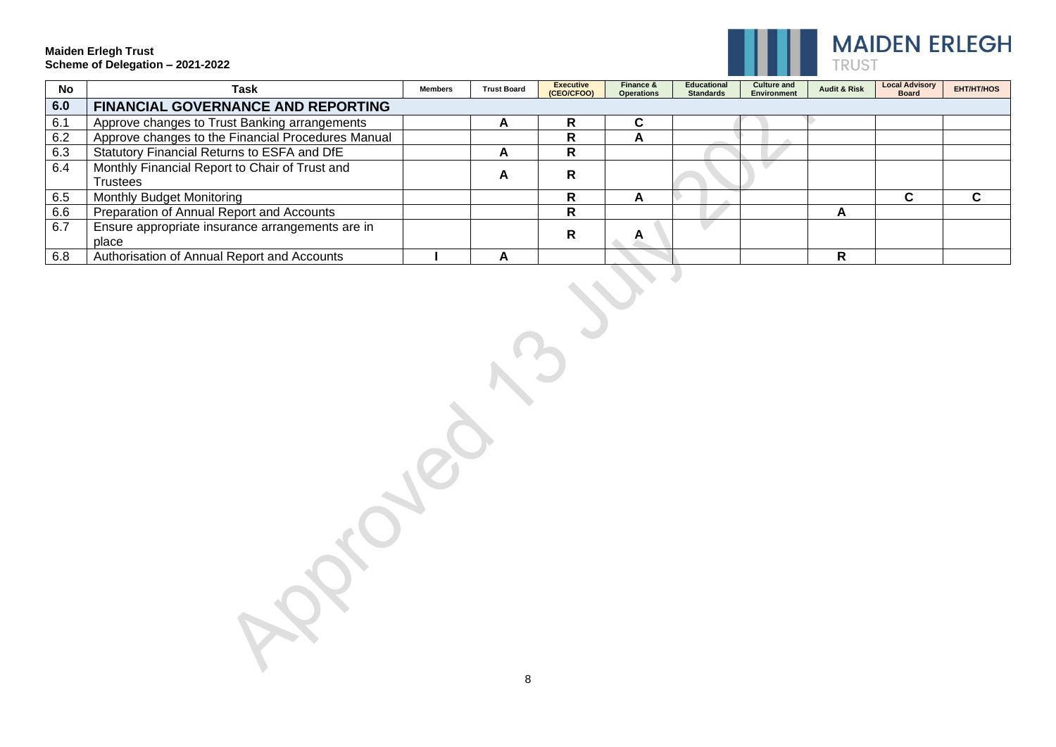**Maiden Erlegh Trust**
**Scheme of Delegation – 2021-2022**

| No | Task | Members | Trust Board | Executive (CEO/CFOO) | Finance & Operations | Educational Standards | Culture and Environment | Audit & Risk | Local Advisory Board | EHT/HT/HOS |
|---|---|---|---|---|---|---|---|---|---|---|
| **6.0** | **FINANCIAL GOVERNANCE AND REPORTING** | | | | | | | | | |
| 6.1 | Approve changes to Trust Banking arrangements | | A | R | C | | | | | |
| 6.2 | Approve changes to the Financial Procedures Manual | | | R | A | | | | | |
| 6.3 | Statutory Financial Returns to ESFA and DfE | | A | R | | | | | | |
| 6.4 | Monthly Financial Report to Chair of Trust and Trustees | | A | R | | | | | | |
| 6.5 | Monthly Budget Monitoring | | | R | A | | | | C | C |
| 6.6 | Preparation of Annual Report and Accounts | | | R | | | | A | | |
| 6.7 | Ensure appropriate insurance arrangements are in place | | | R | A | | | | | |
| 6.8 | Authorisation of Annual Report and Accounts | I | A | | | | | R | | |

Approved 13 July 2021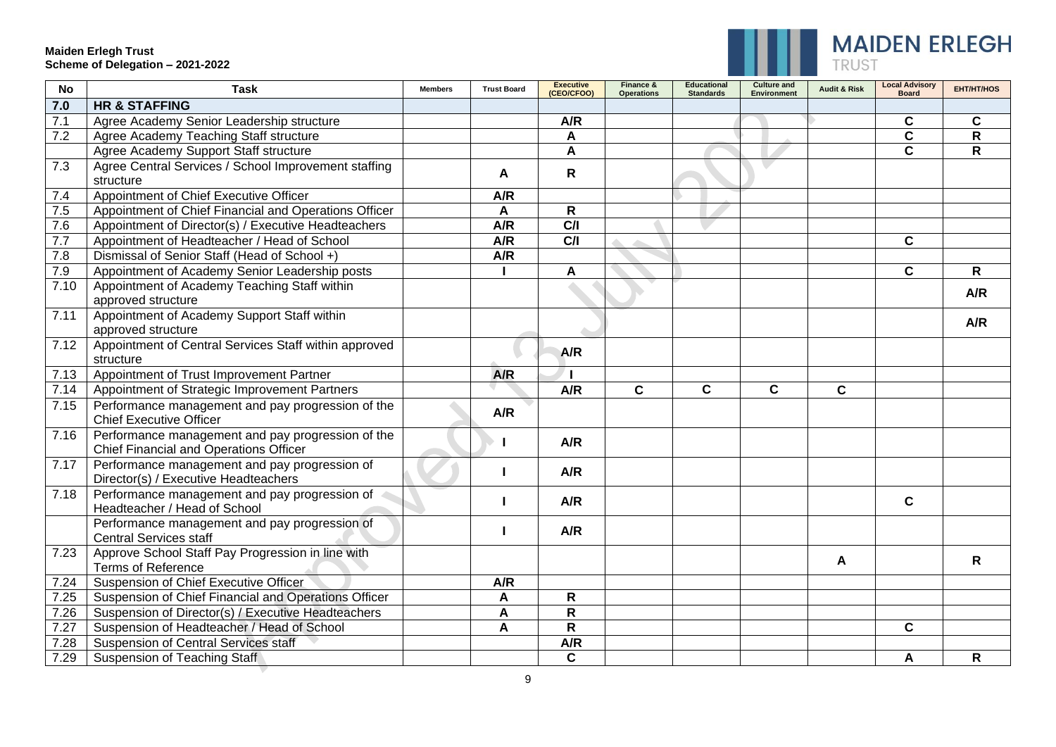**Maiden Erlegh Trust**
**Scheme of Delegation – 2021-2022**

| No | Task | Members | Trust Board | Executive (CEO/CFOO) | Finance & Operations | Educational Standards | Culture and Environment | Audit & Risk | Local Advisory Board | EHT/HT/HOS |
|---|---|---|---|---|---|---|---|---|---|---|
| **7.0** | **HR & STAFFING** | | | | | | | | | |
| 7.1 | Agree Academy Senior Leadership structure | | | **A/R** | | | | | **C** | **C** |
| 7.2 | Agree Academy Teaching Staff structure | | | **A** | | | | | **C** | **R** |
| | Agree Academy Support Staff structure | | | **A** | | | | | **C** | **R** |
| 7.3 | Agree Central Services / School Improvement staffing structure | | **A** | **R** | | | | | | |
| 7.4 | Appointment of Chief Executive Officer | | **A/R** | | | | | | | |
| 7.5 | Appointment of Chief Financial and Operations Officer | | **A** | **R** | | | | | | |
| 7.6 | Appointment of Director(s) / Executive Headteachers | | **A/R** | **C/I** | | | | | | |
| 7.7 | Appointment of Headteacher / Head of School | | **A/R** | **C/I** | | | | | **C** | |
| 7.8 | Dismissal of Senior Staff (Head of School +) | | **A/R** | | | | | | | |
| 7.9 | Appointment of Academy Senior Leadership posts | | **I** | **A** | | | | | **C** | **R** |
| 7.10 | Appointment of Academy Teaching Staff within approved structure | | | | | | | | | **A/R** |
| 7.11 | Appointment of Academy Support Staff within approved structure | | | | | | | | | **A/R** |
| 7.12 | Appointment of Central Services Staff within approved structure | | | **A/R** | | | | | | |
| 7.13 | Appointment of Trust Improvement Partner | | **A/R** | **I** | | | | | | |
| 7.14 | Appointment of Strategic Improvement Partners | | | **A/R** | **C** | **C** | **C** | **C** | | |
| 7.15 | Performance management and pay progression of the Chief Executive Officer | | **A/R** | | | | | | | |
| 7.16 | Performance management and pay progression of the Chief Financial and Operations Officer | | **I** | **A/R** | | | | | | |
| 7.17 | Performance management and pay progression of Director(s) / Executive Headteachers | | **I** | **A/R** | | | | | | |
| 7.18 | Performance management and pay progression of Headteacher / Head of School | | **I** | **A/R** | | | | | **C** | |
| | Performance management and pay progression of Central Services staff | | **I** | **A/R** | | | | | | |
| 7.23 | Approve School Staff Pay Progression in line with Terms of Reference | | | | | | | **A** | | **R** |
| 7.24 | Suspension of Chief Executive Officer | | **A/R** | | | | | | | |
| 7.25 | Suspension of Chief Financial and Operations Officer | | **A** | **R** | | | | | | |
| 7.26 | Suspension of Director(s) / Executive Headteachers | | **A** | **R** | | | | | | |
| 7.27 | Suspension of Headteacher / Head of School | | **A** | **R** | | | | | **C** | |
| 7.28 | Suspension of Central Services staff | | | **A/R** | | | | | | |
| 7.29 | Suspension of Teaching Staff | | | **C** | | | | | **A** | **R** |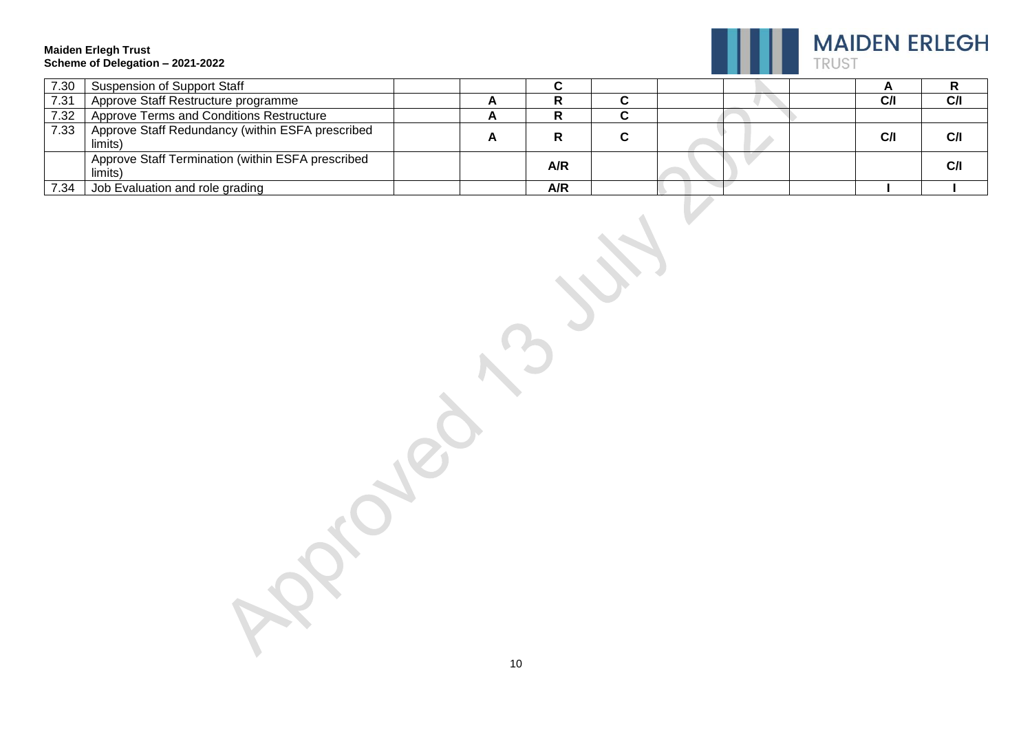| | | | | | | | | | | |
|---|---|---|---|---|---|---|---|---|---|---|
| 7.30 | Suspension of Support Staff | | | C | | | | | A | R |
| 7.31 | Approve Staff Restructure programme | | A | R | C | | | | C/I | C/I |
| 7.32 | Approve Terms and Conditions Restructure | | A | R | C | | | | | |
| 7.33 | Approve Staff Redundancy (within ESFA prescribed limits) | | A | R | C | | | | C/I | C/I |
| | Approve Staff Termination (within ESFA prescribed limits) | | | A/R | | | | | | C/I |
| 7.34 | Job Evaluation and role grading | | | A/R | | | | | I | I |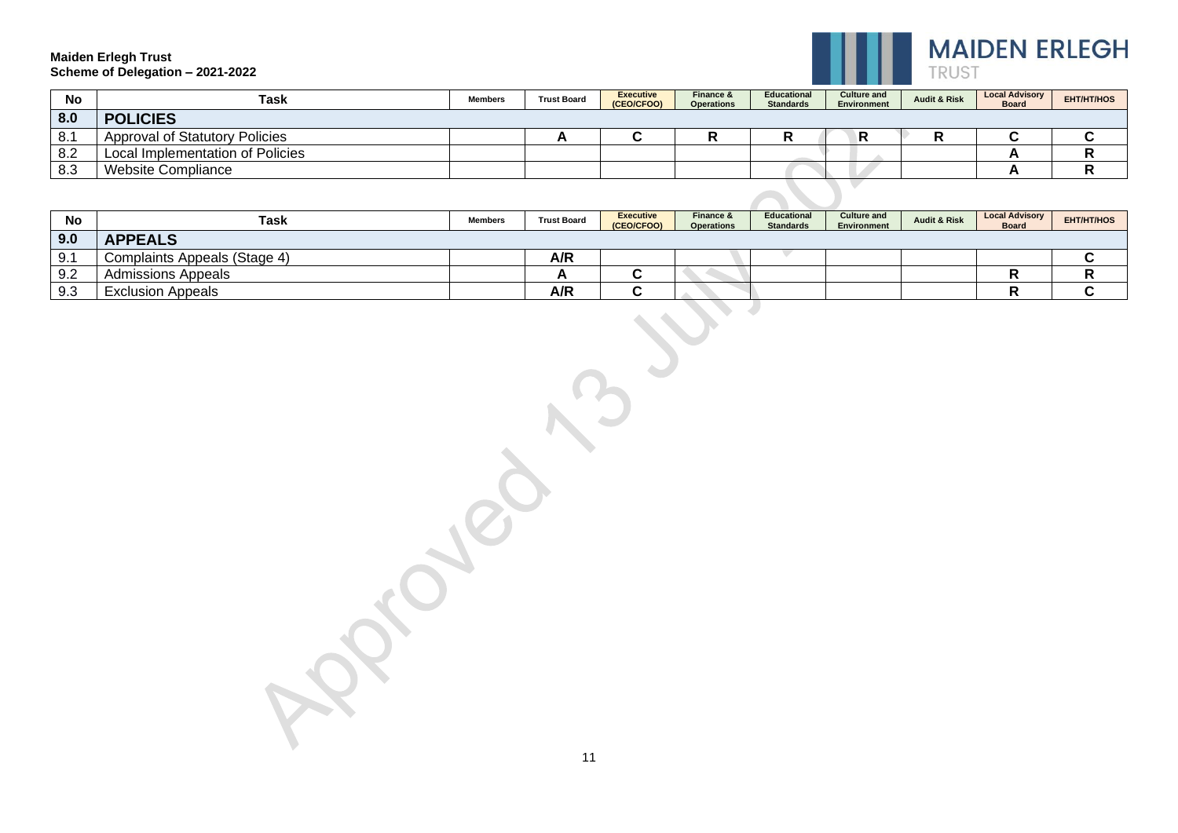**Maiden Erlegh Trust**
**Scheme of Delegation – 2021-2022**

| No | Task | Members | Trust Board | Executive (CEO/CFOO) | Finance & Operations | Educational Standards | Culture and Environment | Audit & Risk | Local Advisory Board | EHT/HT/HOS |
|---|---|---|---|---|---|---|---|---|---|---|
| **8.0** | **POLICIES** | | | | | | | | | |
| 8.1 | Approval of Statutory Policies | | A | C | R | R | R | R | C | C |
| 8.2 | Local Implementation of Policies | | | | | | | | A | R |
| 8.3 | Website Compliance | | | | | | | | A | R |

| No | Task | Members | Trust Board | Executive (CEO/CFOO) | Finance & Operations | Educational Standards | Culture and Environment | Audit & Risk | Local Advisory Board | EHT/HT/HOS |
|---|---|---|---|---|---|---|---|---|---|---|
| **9.0** | **APPEALS** | | | | | | | | | |
| 9.1 | Complaints Appeals (Stage 4) | | A/R | | | | | | | C |
| 9.2 | Admissions Appeals | | A | C | | | | | R | R |
| 9.3 | Exclusion Appeals | | A/R | C | | | | | R | C |